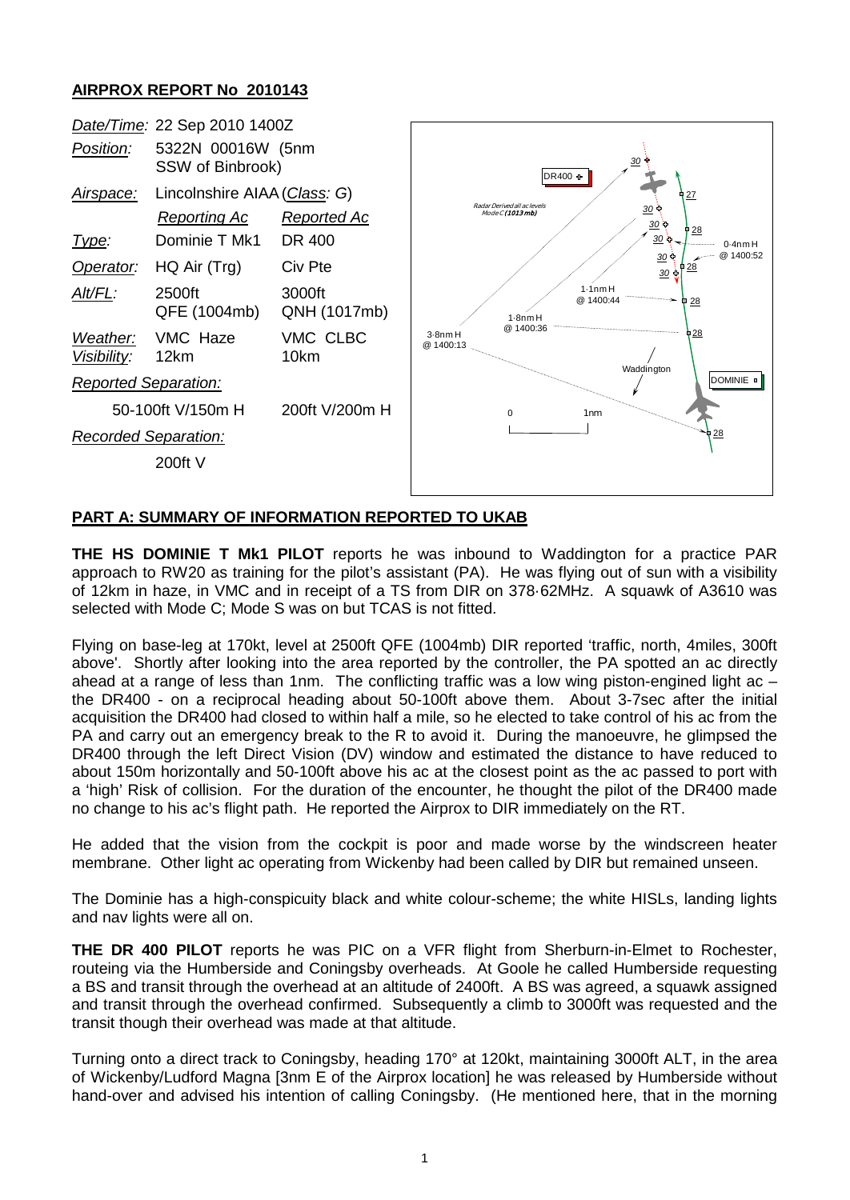## AIRPROX REPORT No 2010143

| | | |
|---|---|---|
| *Date/Time:* | 22 Sep 2010 1400Z | |
| *Position:* | 5322N 00016W (5nm SSW of Binbrook) | |
| *Airspace:* | Lincolnshire AIAA (*Class: G*) | |
| | *Reporting Ac* | *Reported Ac* |
| *Type:* | Dominie T Mk1 | DR 400 |
| *Operator:* | HQ Air (Trg) | Civ Pte |
| *Alt/FL:* | 2500ft QFE (1004mb) | 3000ft QNH (1017mb) |
| *Weather:* | VMC Haze | VMC CLBC |
| *Visibility:* | 12km | 10km |
| *Reported Separation:* | | |
| | 50-100ft V/150m H | 200ft V/200m H |
| *Recorded Separation:* | | |
| | 200ft V | |

## PART A: SUMMARY OF INFORMATION REPORTED TO UKAB

**THE HS DOMINIE T Mk1 PILOT** reports he was inbound to Waddington for a practice PAR approach to RW20 as training for the pilot's assistant (PA). He was flying out of sun with a visibility of 12km in haze, in VMC and in receipt of a TS from DIR on 378·62MHz. A squawk of A3610 was selected with Mode C; Mode S was on but TCAS is not fitted.

Flying on base-leg at 170kt, level at 2500ft QFE (1004mb) DIR reported 'traffic, north, 4miles, 300ft above'. Shortly after looking into the area reported by the controller, the PA spotted an ac directly ahead at a range of less than 1nm. The conflicting traffic was a low wing piston-engined light ac – the DR400 - on a reciprocal heading about 50-100ft above them. About 3-7sec after the initial acquisition the DR400 had closed to within half a mile, so he elected to take control of his ac from the PA and carry out an emergency break to the R to avoid it. During the manoeuvre, he glimpsed the DR400 through the left Direct Vision (DV) window and estimated the distance to have reduced to about 150m horizontally and 50-100ft above his ac at the closest point as the ac passed to port with a 'high' Risk of collision. For the duration of the encounter, he thought the pilot of the DR400 made no change to his ac's flight path. He reported the Airprox to DIR immediately on the RT.

He added that the vision from the cockpit is poor and made worse by the windscreen heater membrane. Other light ac operating from Wickenby had been called by DIR but remained unseen.

The Dominie has a high-conspicuity black and white colour-scheme; the white HISLs, landing lights and nav lights were all on.

**THE DR 400 PILOT** reports he was PIC on a VFR flight from Sherburn-in-Elmet to Rochester, routeing via the Humberside and Coningsby overheads. At Goole he called Humberside requesting a BS and transit through the overhead at an altitude of 2400ft. A BS was agreed, a squawk assigned and transit through the overhead confirmed. Subsequently a climb to 3000ft was requested and the transit though their overhead was made at that altitude.

Turning onto a direct track to Coningsby, heading 170° at 120kt, maintaining 3000ft ALT, in the area of Wickenby/Ludford Magna [3nm E of the Airprox location] he was released by Humberside without hand-over and advised his intention of calling Coningsby. (He mentioned here, that in the morning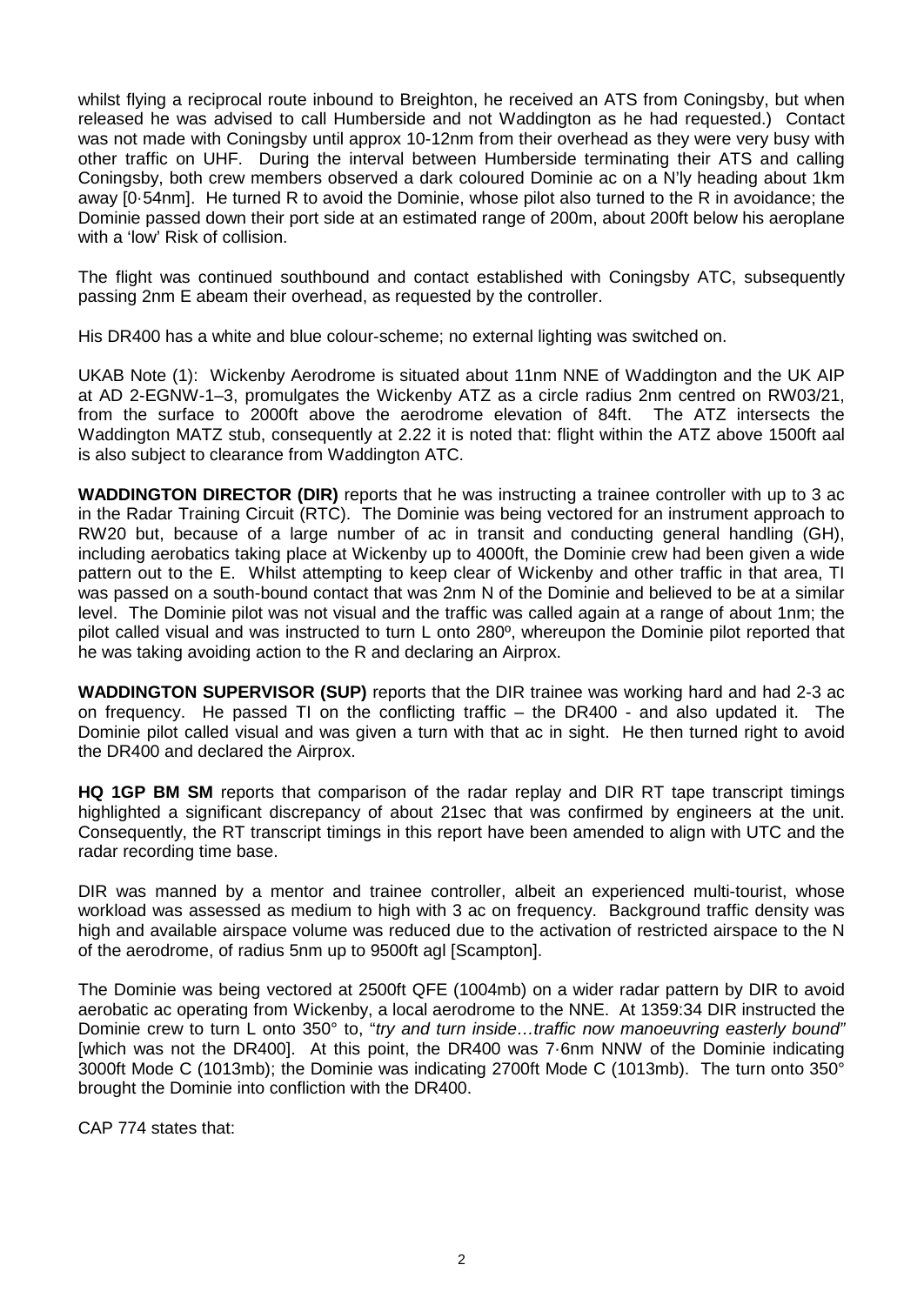whilst flying a reciprocal route inbound to Breighton, he received an ATS from Coningsby, but when released he was advised to call Humberside and not Waddington as he had requested.) Contact was not made with Coningsby until approx 10-12nm from their overhead as they were very busy with other traffic on UHF. During the interval between Humberside terminating their ATS and calling Coningsby, both crew members observed a dark coloured Dominie ac on a N'ly heading about 1km away [0·54nm]. He turned R to avoid the Dominie, whose pilot also turned to the R in avoidance; the Dominie passed down their port side at an estimated range of 200m, about 200ft below his aeroplane with a 'low' Risk of collision.

The flight was continued southbound and contact established with Coningsby ATC, subsequently passing 2nm E abeam their overhead, as requested by the controller.

His DR400 has a white and blue colour-scheme; no external lighting was switched on.

UKAB Note (1): Wickenby Aerodrome is situated about 11nm NNE of Waddington and the UK AIP at AD 2-EGNW-1–3, promulgates the Wickenby ATZ as a circle radius 2nm centred on RW03/21, from the surface to 2000ft above the aerodrome elevation of 84ft. The ATZ intersects the Waddington MATZ stub, consequently at 2.22 it is noted that: flight within the ATZ above 1500ft aal is also subject to clearance from Waddington ATC.

**WADDINGTON DIRECTOR (DIR)** reports that he was instructing a trainee controller with up to 3 ac in the Radar Training Circuit (RTC). The Dominie was being vectored for an instrument approach to RW20 but, because of a large number of ac in transit and conducting general handling (GH), including aerobatics taking place at Wickenby up to 4000ft, the Dominie crew had been given a wide pattern out to the E. Whilst attempting to keep clear of Wickenby and other traffic in that area, TI was passed on a south-bound contact that was 2nm N of the Dominie and believed to be at a similar level. The Dominie pilot was not visual and the traffic was called again at a range of about 1nm; the pilot called visual and was instructed to turn L onto 280º, whereupon the Dominie pilot reported that he was taking avoiding action to the R and declaring an Airprox.

**WADDINGTON SUPERVISOR (SUP)** reports that the DIR trainee was working hard and had 2-3 ac on frequency. He passed TI on the conflicting traffic – the DR400 - and also updated it. The Dominie pilot called visual and was given a turn with that ac in sight. He then turned right to avoid the DR400 and declared the Airprox.

**HQ 1GP BM SM** reports that comparison of the radar replay and DIR RT tape transcript timings highlighted a significant discrepancy of about 21sec that was confirmed by engineers at the unit. Consequently, the RT transcript timings in this report have been amended to align with UTC and the radar recording time base.

DIR was manned by a mentor and trainee controller, albeit an experienced multi-tourist, whose workload was assessed as medium to high with 3 ac on frequency. Background traffic density was high and available airspace volume was reduced due to the activation of restricted airspace to the N of the aerodrome, of radius 5nm up to 9500ft agl [Scampton].

The Dominie was being vectored at 2500ft QFE (1004mb) on a wider radar pattern by DIR to avoid aerobatic ac operating from Wickenby, a local aerodrome to the NNE. At 1359:34 DIR instructed the Dominie crew to turn L onto 350° to, "*try and turn inside…traffic now manoeuvring easterly bound"* [which was not the DR400]. At this point, the DR400 was 7·6nm NNW of the Dominie indicating 3000ft Mode C (1013mb); the Dominie was indicating 2700ft Mode C (1013mb). The turn onto 350° brought the Dominie into confliction with the DR400.

CAP 774 states that: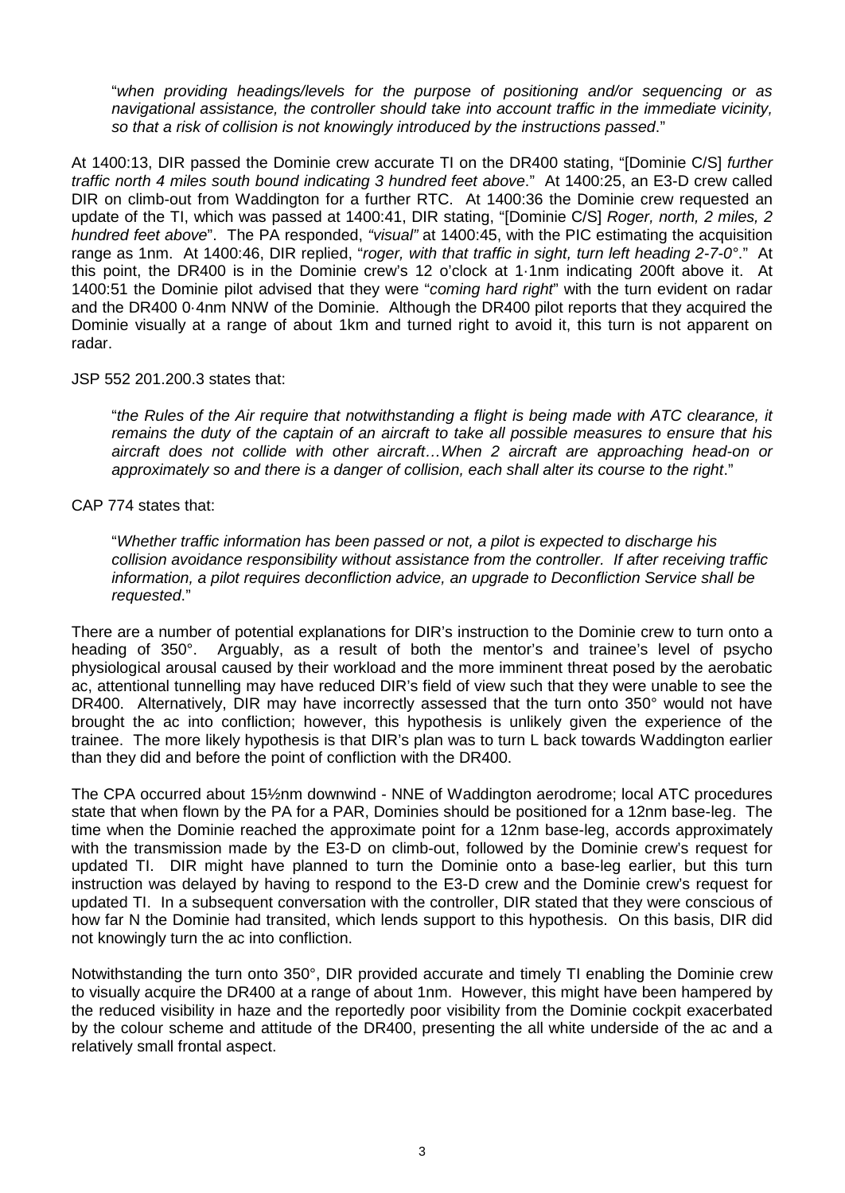"*when providing headings/levels for the purpose of positioning and/or sequencing or as navigational assistance, the controller should take into account traffic in the immediate vicinity, so that a risk of collision is not knowingly introduced by the instructions passed*."

At 1400:13, DIR passed the Dominie crew accurate TI on the DR400 stating, "[Dominie C/S] *further traffic north 4 miles south bound indicating 3 hundred feet above*." At 1400:25, an E3-D crew called DIR on climb-out from Waddington for a further RTC. At 1400:36 the Dominie crew requested an update of the TI, which was passed at 1400:41, DIR stating, "[Dominie C/S] *Roger, north, 2 miles, 2 hundred feet above*". The PA responded, *"visual"* at 1400:45, with the PIC estimating the acquisition range as 1nm. At 1400:46, DIR replied, "*roger, with that traffic in sight, turn left heading 2-7-0°*." At this point, the DR400 is in the Dominie crew's 12 o'clock at 1·1nm indicating 200ft above it. At 1400:51 the Dominie pilot advised that they were "*coming hard right*" with the turn evident on radar and the DR400 0·4nm NNW of the Dominie. Although the DR400 pilot reports that they acquired the Dominie visually at a range of about 1km and turned right to avoid it, this turn is not apparent on radar.

JSP 552 201.200.3 states that:

"*the Rules of the Air require that notwithstanding a flight is being made with ATC clearance, it remains the duty of the captain of an aircraft to take all possible measures to ensure that his aircraft does not collide with other aircraft…When 2 aircraft are approaching head-on or approximately so and there is a danger of collision, each shall alter its course to the right*."

CAP 774 states that:

"*Whether traffic information has been passed or not, a pilot is expected to discharge his collision avoidance responsibility without assistance from the controller. If after receiving traffic information, a pilot requires deconfliction advice, an upgrade to Deconfliction Service shall be requested*."

There are a number of potential explanations for DIR's instruction to the Dominie crew to turn onto a heading of 350°. Arguably, as a result of both the mentor's and trainee's level of psycho physiological arousal caused by their workload and the more imminent threat posed by the aerobatic ac, attentional tunnelling may have reduced DIR's field of view such that they were unable to see the DR400. Alternatively, DIR may have incorrectly assessed that the turn onto 350° would not have brought the ac into confliction; however, this hypothesis is unlikely given the experience of the trainee. The more likely hypothesis is that DIR's plan was to turn L back towards Waddington earlier than they did and before the point of confliction with the DR400.

The CPA occurred about 15½nm downwind - NNE of Waddington aerodrome; local ATC procedures state that when flown by the PA for a PAR, Dominies should be positioned for a 12nm base-leg. The time when the Dominie reached the approximate point for a 12nm base-leg, accords approximately with the transmission made by the E3-D on climb-out, followed by the Dominie crew's request for updated TI. DIR might have planned to turn the Dominie onto a base-leg earlier, but this turn instruction was delayed by having to respond to the E3-D crew and the Dominie crew's request for updated TI. In a subsequent conversation with the controller, DIR stated that they were conscious of how far N the Dominie had transited, which lends support to this hypothesis. On this basis, DIR did not knowingly turn the ac into confliction.

Notwithstanding the turn onto 350°, DIR provided accurate and timely TI enabling the Dominie crew to visually acquire the DR400 at a range of about 1nm. However, this might have been hampered by the reduced visibility in haze and the reportedly poor visibility from the Dominie cockpit exacerbated by the colour scheme and attitude of the DR400, presenting the all white underside of the ac and a relatively small frontal aspect.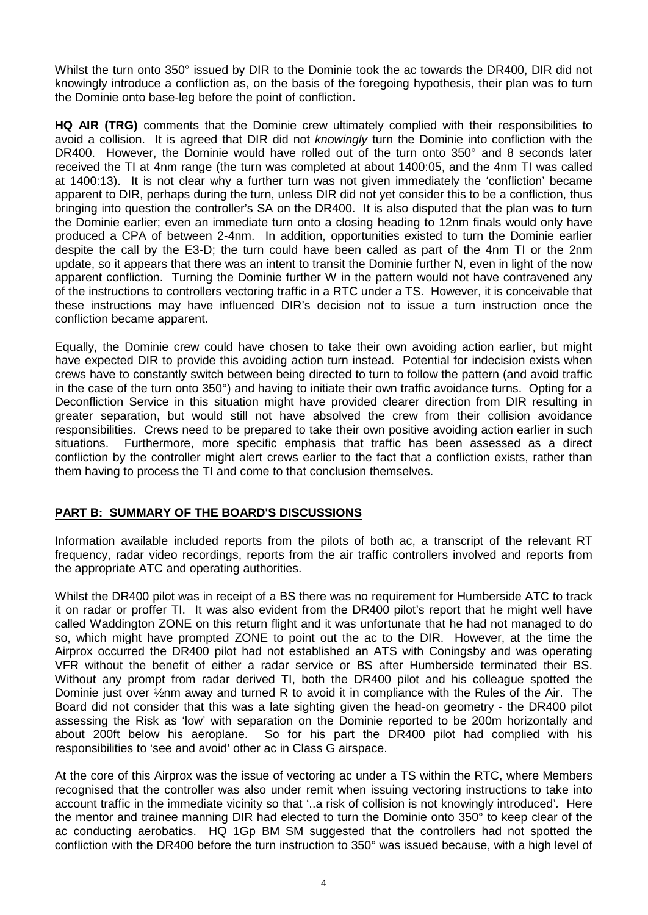Whilst the turn onto 350° issued by DIR to the Dominie took the ac towards the DR400, DIR did not knowingly introduce a confliction as, on the basis of the foregoing hypothesis, their plan was to turn the Dominie onto base-leg before the point of confliction.

**HQ AIR (TRG)** comments that the Dominie crew ultimately complied with their responsibilities to avoid a collision. It is agreed that DIR did not *knowingly* turn the Dominie into confliction with the DR400. However, the Dominie would have rolled out of the turn onto 350° and 8 seconds later received the TI at 4nm range (the turn was completed at about 1400:05, and the 4nm TI was called at 1400:13). It is not clear why a further turn was not given immediately the 'confliction' became apparent to DIR, perhaps during the turn, unless DIR did not yet consider this to be a confliction, thus bringing into question the controller's SA on the DR400. It is also disputed that the plan was to turn the Dominie earlier; even an immediate turn onto a closing heading to 12nm finals would only have produced a CPA of between 2-4nm. In addition, opportunities existed to turn the Dominie earlier despite the call by the E3-D; the turn could have been called as part of the 4nm TI or the 2nm update, so it appears that there was an intent to transit the Dominie further N, even in light of the now apparent confliction. Turning the Dominie further W in the pattern would not have contravened any of the instructions to controllers vectoring traffic in a RTC under a TS. However, it is conceivable that these instructions may have influenced DIR's decision not to issue a turn instruction once the confliction became apparent.

Equally, the Dominie crew could have chosen to take their own avoiding action earlier, but might have expected DIR to provide this avoiding action turn instead. Potential for indecision exists when crews have to constantly switch between being directed to turn to follow the pattern (and avoid traffic in the case of the turn onto 350°) and having to initiate their own traffic avoidance turns. Opting for a Deconfliction Service in this situation might have provided clearer direction from DIR resulting in greater separation, but would still not have absolved the crew from their collision avoidance responsibilities. Crews need to be prepared to take their own positive avoiding action earlier in such situations. Furthermore, more specific emphasis that traffic has been assessed as a direct confliction by the controller might alert crews earlier to the fact that a confliction exists, rather than them having to process the TI and come to that conclusion themselves.

## PART B: SUMMARY OF THE BOARD'S DISCUSSIONS

Information available included reports from the pilots of both ac, a transcript of the relevant RT frequency, radar video recordings, reports from the air traffic controllers involved and reports from the appropriate ATC and operating authorities.

Whilst the DR400 pilot was in receipt of a BS there was no requirement for Humberside ATC to track it on radar or proffer TI. It was also evident from the DR400 pilot's report that he might well have called Waddington ZONE on this return flight and it was unfortunate that he had not managed to do so, which might have prompted ZONE to point out the ac to the DIR. However, at the time the Airprox occurred the DR400 pilot had not established an ATS with Coningsby and was operating VFR without the benefit of either a radar service or BS after Humberside terminated their BS. Without any prompt from radar derived TI, both the DR400 pilot and his colleague spotted the Dominie just over ½nm away and turned R to avoid it in compliance with the Rules of the Air. The Board did not consider that this was a late sighting given the head-on geometry - the DR400 pilot assessing the Risk as 'low' with separation on the Dominie reported to be 200m horizontally and about 200ft below his aeroplane. So for his part the DR400 pilot had complied with his responsibilities to 'see and avoid' other ac in Class G airspace.

At the core of this Airprox was the issue of vectoring ac under a TS within the RTC, where Members recognised that the controller was also under remit when issuing vectoring instructions to take into account traffic in the immediate vicinity so that '..a risk of collision is not knowingly introduced'. Here the mentor and trainee manning DIR had elected to turn the Dominie onto 350° to keep clear of the ac conducting aerobatics. HQ 1Gp BM SM suggested that the controllers had not spotted the confliction with the DR400 before the turn instruction to 350° was issued because, with a high level of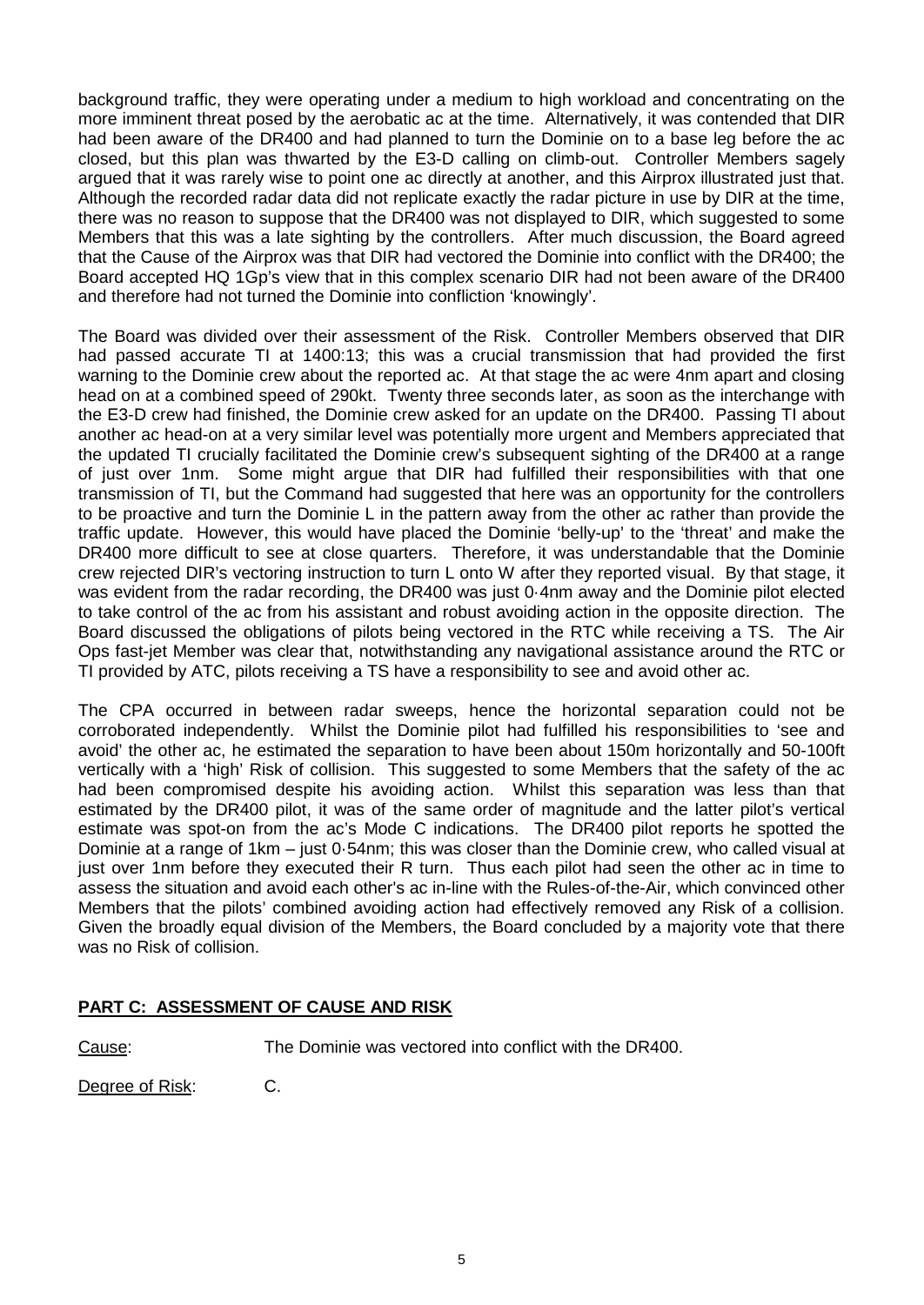background traffic, they were operating under a medium to high workload and concentrating on the more imminent threat posed by the aerobatic ac at the time. Alternatively, it was contended that DIR had been aware of the DR400 and had planned to turn the Dominie on to a base leg before the ac closed, but this plan was thwarted by the E3-D calling on climb-out. Controller Members sagely argued that it was rarely wise to point one ac directly at another, and this Airprox illustrated just that. Although the recorded radar data did not replicate exactly the radar picture in use by DIR at the time, there was no reason to suppose that the DR400 was not displayed to DIR, which suggested to some Members that this was a late sighting by the controllers. After much discussion, the Board agreed that the Cause of the Airprox was that DIR had vectored the Dominie into conflict with the DR400; the Board accepted HQ 1Gp's view that in this complex scenario DIR had not been aware of the DR400 and therefore had not turned the Dominie into confliction 'knowingly'.

The Board was divided over their assessment of the Risk. Controller Members observed that DIR had passed accurate TI at 1400:13; this was a crucial transmission that had provided the first warning to the Dominie crew about the reported ac. At that stage the ac were 4nm apart and closing head on at a combined speed of 290kt. Twenty three seconds later, as soon as the interchange with the E3-D crew had finished, the Dominie crew asked for an update on the DR400. Passing TI about another ac head-on at a very similar level was potentially more urgent and Members appreciated that the updated TI crucially facilitated the Dominie crew's subsequent sighting of the DR400 at a range of just over 1nm. Some might argue that DIR had fulfilled their responsibilities with that one transmission of TI, but the Command had suggested that here was an opportunity for the controllers to be proactive and turn the Dominie L in the pattern away from the other ac rather than provide the traffic update. However, this would have placed the Dominie 'belly-up' to the 'threat' and make the DR400 more difficult to see at close quarters. Therefore, it was understandable that the Dominie crew rejected DIR's vectoring instruction to turn L onto W after they reported visual. By that stage, it was evident from the radar recording, the DR400 was just 0·4nm away and the Dominie pilot elected to take control of the ac from his assistant and robust avoiding action in the opposite direction. The Board discussed the obligations of pilots being vectored in the RTC while receiving a TS. The Air Ops fast-jet Member was clear that, notwithstanding any navigational assistance around the RTC or TI provided by ATC, pilots receiving a TS have a responsibility to see and avoid other ac.

The CPA occurred in between radar sweeps, hence the horizontal separation could not be corroborated independently. Whilst the Dominie pilot had fulfilled his responsibilities to 'see and avoid' the other ac, he estimated the separation to have been about 150m horizontally and 50-100ft vertically with a 'high' Risk of collision. This suggested to some Members that the safety of the ac had been compromised despite his avoiding action. Whilst this separation was less than that estimated by the DR400 pilot, it was of the same order of magnitude and the latter pilot's vertical estimate was spot-on from the ac's Mode C indications. The DR400 pilot reports he spotted the Dominie at a range of 1km – just 0·54nm; this was closer than the Dominie crew, who called visual at just over 1nm before they executed their R turn. Thus each pilot had seen the other ac in time to assess the situation and avoid each other's ac in-line with the Rules-of-the-Air, which convinced other Members that the pilots' combined avoiding action had effectively removed any Risk of a collision. Given the broadly equal division of the Members, the Board concluded by a majority vote that there was no Risk of collision.

## PART C: ASSESSMENT OF CAUSE AND RISK

Cause: The Dominie was vectored into conflict with the DR400.

Degree of Risk: C.